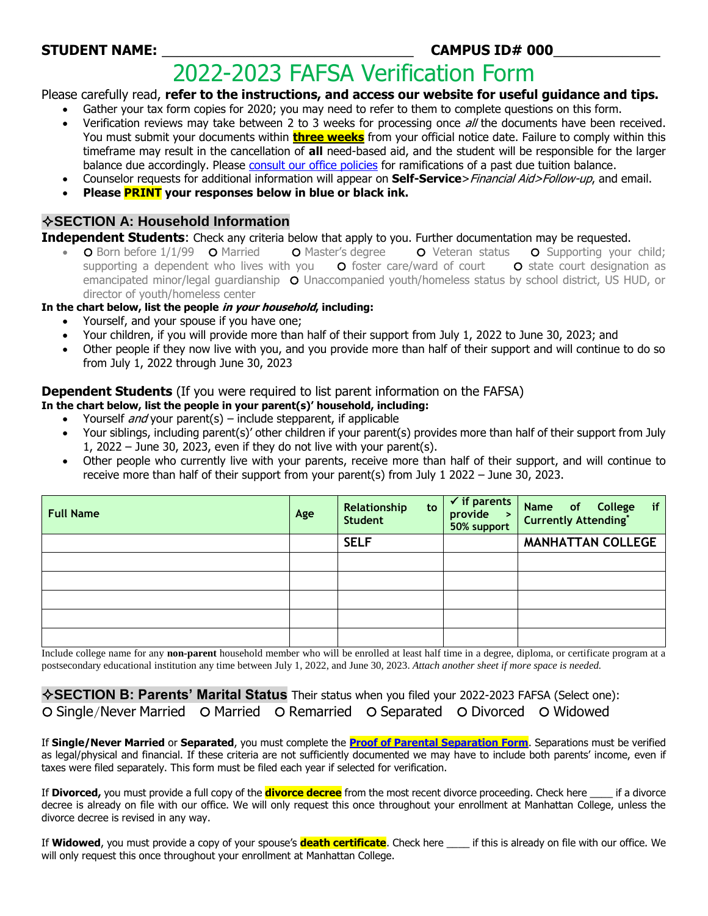**STUDENT NAME:** ______________________________ **CAMPUS ID# 000**____________

# 2022-2023 FAFSA Verification Form

Please carefully read, **refer to the instructions, and access our website for useful guidance and tips.**

- Gather your tax form copies for 2020; you may need to refer to them to complete questions on this form.
- Verification reviews may take between 2 to 3 weeks for processing once *all* the documents have been received. You must submit your documents within **three weeks** from your official notice date. Failure to comply within this timeframe may result in the cancellation of **all** need-based aid, and the student will be responsible for the larger balance due accordingly. Please consult our office policies for ramifications of a past due tuition balance.
- Counselor requests for additional information will appear on **Self-Service**>*Financial Aid>Follow-up*, and email.
- **Please PRINT your responses below in blue or black ink.**

## ✧SECTION A: Household Information

**Independent Students**: Check any criteria below that apply to you. Further documentation may be requested.

- ○ Born before 1/1/99 ○ Married ○ Master's degree ○ Veteran status ○ Supporting your child; supporting a dependent who lives with you ○ foster care/ward of court ○ state court designation as emancipated minor/legal guardianship ○ Unaccompanied youth/homeless status by school district, US HUD, or director of youth/homeless center

**In the chart below, list the people *in your household*, including:**

- Yourself, and your spouse if you have one;
- Your children, if you will provide more than half of their support from July 1, 2022 to June 30, 2023; and
- Other people if they now live with you, and you provide more than half of their support and will continue to do so from July 1, 2022 through June 30, 2023

**Dependent Students** (If you were required to list parent information on the FAFSA)

**In the chart below, list the people in your parent(s)' household, including:**

- Yourself *and* your parent(s) – include stepparent, if applicable
- Your siblings, including parent(s)' other children if your parent(s) provides more than half of their support from July 1, 2022 – June 30, 2023, even if they do not live with your parent(s).
- Other people who currently live with your parents, receive more than half of their support, and will continue to receive more than half of their support from your parent(s) from July 1 2022 – June 30, 2023.

| Full Name | Age | Relationship to Student | ✓ if parents provide > 50% support | Name of College if Currently Attending* |
|---|---|---|---|---|
| | | SELF | | MANHATTAN COLLEGE |
| | | | | |
| | | | | |
| | | | | |
| | | | | |
| | | | | |

Include college name for any **non-parent** household member who will be enrolled at least half time in a degree, diploma, or certificate program at a postsecondary educational institution any time between July 1, 2022, and June 30, 2023. *Attach another sheet if more space is needed.*

## ✧SECTION B: Parents' Marital Status

Their status when you filed your 2022-2023 FAFSA (Select one):

○ Single/Never Married ○ Married ○ Remarried ○ Separated ○ Divorced ○ Widowed

If **Single/Never Married** or **Separated**, you must complete the **Proof of Parental Separation Form**. Separations must be verified as legal/physical and financial. If these criteria are not sufficiently documented we may have to include both parents' income, even if taxes were filed separately. This form must be filed each year if selected for verification.

If **Divorced,** you must provide a full copy of the **divorce decree** from the most recent divorce proceeding. Check here ____ if a divorce decree is already on file with our office. We will only request this once throughout your enrollment at Manhattan College, unless the divorce decree is revised in any way.

If **Widowed**, you must provide a copy of your spouse's **death certificate**. Check here ____ if this is already on file with our office. We will only request this once throughout your enrollment at Manhattan College.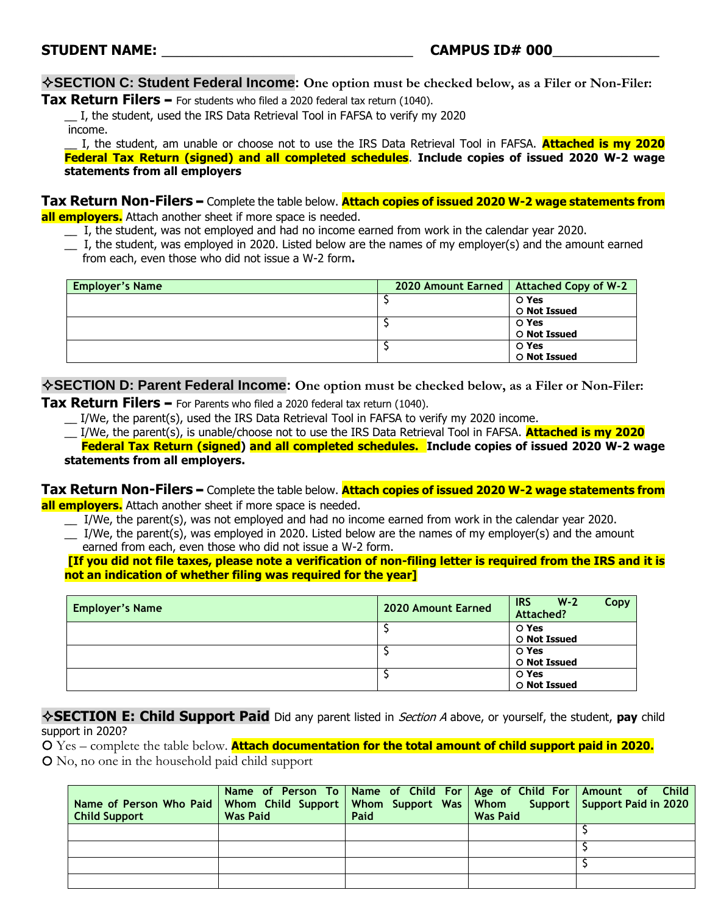**STUDENT NAME: ________________________________ CAMPUS ID# 000_____________**

## ✧SECTION C: Student Federal Income: One option must be checked below, as a Filer or Non-Filer:

**Tax Return Filers –** For students who filed a 2020 federal tax return (1040).

__ I, the student, used the IRS Data Retrieval Tool in FAFSA to verify my 2020 income.

__ I, the student, am unable or choose not to use the IRS Data Retrieval Tool in FAFSA. **Attached is my 2020 Federal Tax Return (signed) and all completed schedules**. **Include copies of issued 2020 W-2 wage statements from all employers**

**Tax Return Non-Filers –** Complete the table below. **Attach copies of issued 2020 W-2 wage statements from all employers.** Attach another sheet if more space is needed.

__ I, the student, was not employed and had no income earned from work in the calendar year 2020.

__ I, the student, was employed in 2020. Listed below are the names of my employer(s) and the amount earned from each, even those who did not issue a W-2 form.

| Employer's Name | 2020 Amount Earned | Attached Copy of W-2 |
|---|---|---|
| | $ | O Yes<br>O Not Issued |
| | $ | O Yes<br>O Not Issued |
| | $ | O Yes<br>O Not Issued |

## ✧SECTION D: Parent Federal Income: One option must be checked below, as a Filer or Non-Filer:

**Tax Return Filers –** For Parents who filed a 2020 federal tax return (1040).

__ I/We, the parent(s), used the IRS Data Retrieval Tool in FAFSA to verify my 2020 income.

__ I/We, the parent(s), is unable/choose not to use the IRS Data Retrieval Tool in FAFSA. **Attached is my 2020 Federal Tax Return (signed) and all completed schedules. Include copies of issued 2020 W-2 wage statements from all employers.**

**Tax Return Non-Filers –** Complete the table below. **Attach copies of issued 2020 W-2 wage statements from all employers.** Attach another sheet if more space is needed.

__ I/We, the parent(s), was not employed and had no income earned from work in the calendar year 2020.

__ I/We, the parent(s), was employed in 2020. Listed below are the names of my employer(s) and the amount earned from each, even those who did not issue a W-2 form.

**[If you did not file taxes, please note a verification of non-filing letter is required from the IRS and it is not an indication of whether filing was required for the year]**

| Employer's Name | 2020 Amount Earned | IRS W-2 Copy Attached? |
|---|---|---|
| | $ | O Yes<br>O Not Issued |
| | $ | O Yes<br>O Not Issued |
| | $ | O Yes<br>O Not Issued |

## ✧SECTION E: Child Support Paid

Did any parent listed in *Section A* above, or yourself, the student, **pay** child support in 2020?

O Yes – complete the table below. **Attach documentation for the total amount of child support paid in 2020.**

O No, no one in the household paid child support

| Name of Person Who Paid Child Support | Name of Person To Whom Child Support Was Paid | Name of Child For Whom Support Was Paid | Age of Child For Whom Support Was Paid | Amount of Child Support Paid in 2020 |
|---|---|---|---|---|
| | | | | $ |
| | | | | $ |
| | | | | $ |
| | | | | |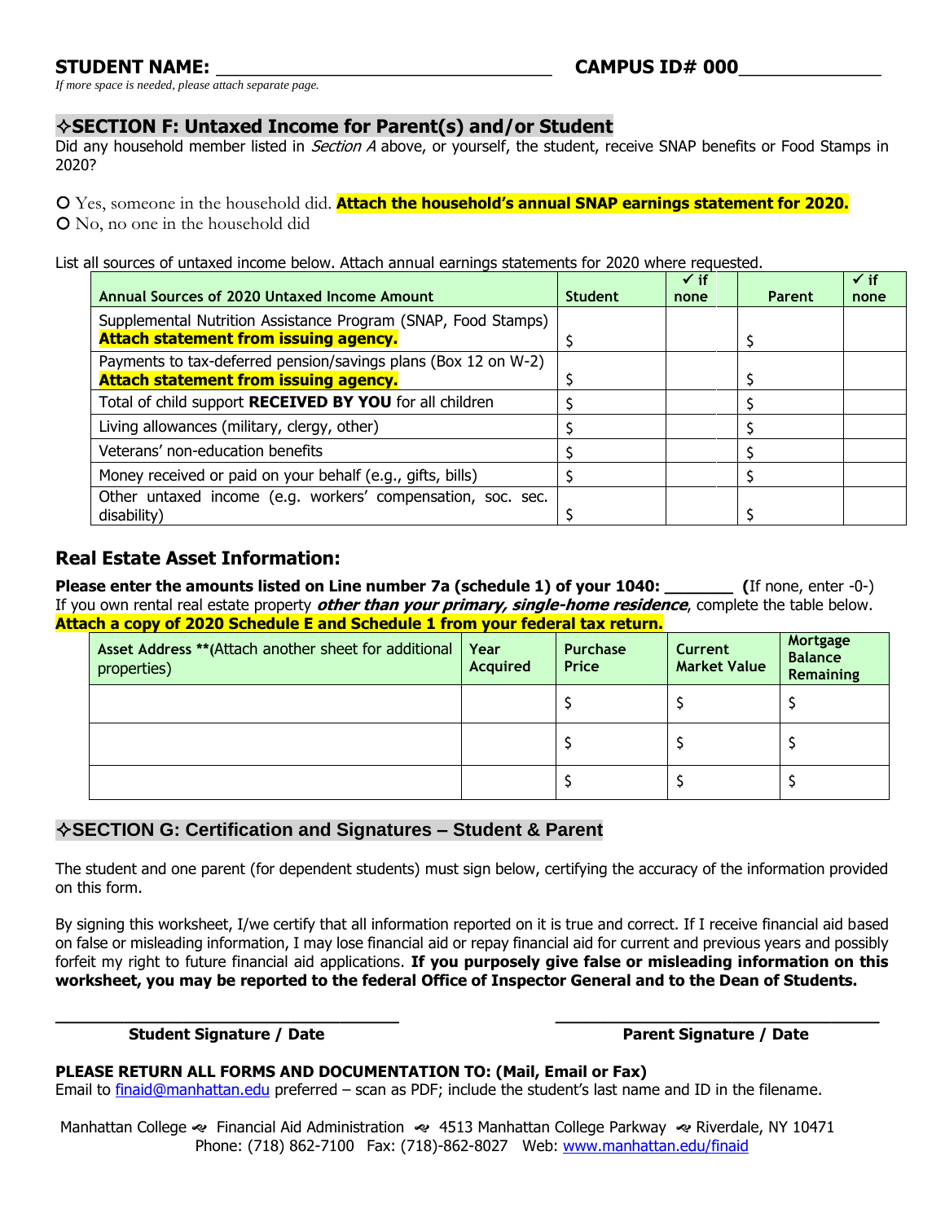**STUDENT NAME:** ______________________________ **CAMPUS ID# 000**____________

*If more space is needed, please attach separate page.*

## ✧SECTION F: Untaxed Income for Parent(s) and/or Student

Did any household member listed in *Section A* above, or yourself, the student, receive SNAP benefits or Food Stamps in 2020?

O Yes, someone in the household did. **Attach the household's annual SNAP earnings statement for 2020.**
O No, no one in the household did

List all sources of untaxed income below. Attach annual earnings statements for 2020 where requested.

| Annual Sources of 2020 Untaxed Income Amount | Student | ✓ if none | Parent | ✓ if none |
|---|---|---|---|---|
| Supplemental Nutrition Assistance Program (SNAP, Food Stamps) **Attach statement from issuing agency.** | $ | | $ | |
| Payments to tax-deferred pension/savings plans (Box 12 on W-2) **Attach statement from issuing agency.** | $ | | $ | |
| Total of child support **RECEIVED BY YOU** for all children | $ | | $ | |
| Living allowances (military, clergy, other) | $ | | $ | |
| Veterans' non-education benefits | $ | | $ | |
| Money received or paid on your behalf (e.g., gifts, bills) | $ | | $ | |
| Other untaxed income (e.g. workers' compensation, soc. sec. disability) | $ | | $ | |

## Real Estate Asset Information:

**Please enter the amounts listed on Line number 7a (schedule 1) of your 1040: _______ (**If none, enter -0-)
If you own rental real estate property ***other than your primary, single-home residence***, complete the table below.
**Attach a copy of 2020 Schedule E and Schedule 1 from your federal tax return.**

| Asset Address **(Attach another sheet for additional properties) | Year Acquired | Purchase Price | Current Market Value | Mortgage Balance Remaining |
|---|---|---|---|---|
| | | $ | $ | $ |
| | | $ | $ | $ |
| | | $ | $ | $ |

## ✧SECTION G: Certification and Signatures – Student & Parent

The student and one parent (for dependent students) must sign below, certifying the accuracy of the information provided on this form.

By signing this worksheet, I/we certify that all information reported on it is true and correct. If I receive financial aid based on false or misleading information, I may lose financial aid or repay financial aid for current and previous years and possibly forfeit my right to future financial aid applications. **If you purposely give false or misleading information on this worksheet, you may be reported to the federal Office of Inspector General and to the Dean of Students.**

______________________________ ______________________________
**Student Signature / Date** **Parent Signature / Date**

**PLEASE RETURN ALL FORMS AND DOCUMENTATION TO: (Mail, Email or Fax)**
Email to finaid@manhattan.edu preferred – scan as PDF; include the student's last name and ID in the filename.

Manhattan College ☙ Financial Aid Administration ☙ 4513 Manhattan College Parkway ☙ Riverdale, NY 10471
Phone: (718) 862-7100 Fax: (718)-862-8027 Web: www.manhattan.edu/finaid